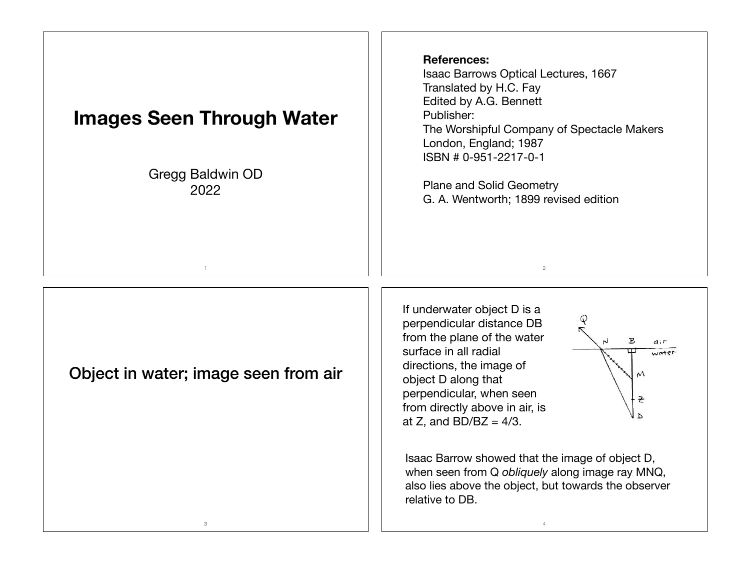# Images Seen Through Water

Gregg Baldwin OD
2022

**References:**
Isaac Barrows Optical Lectures, 1667
Translated by H.C. Fay
Edited by A.G. Bennett
Publisher:
The Worshipful Company of Spectacle Makers
London, England; 1987
ISBN # 0-951-2217-0-1

Plane and Solid Geometry
G. A. Wentworth; 1899 revised edition

## Object in water; image seen from air

If underwater object D is a perpendicular distance DB from the plane of the water surface in all radial directions, the image of object D along that perpendicular, when seen from directly above in air, is at Z, and BD/BZ = 4/3.

Isaac Barrow showed that the image of object D, when seen from Q *obliquely* along image ray MNQ, also lies above the object, but towards the observer relative to DB.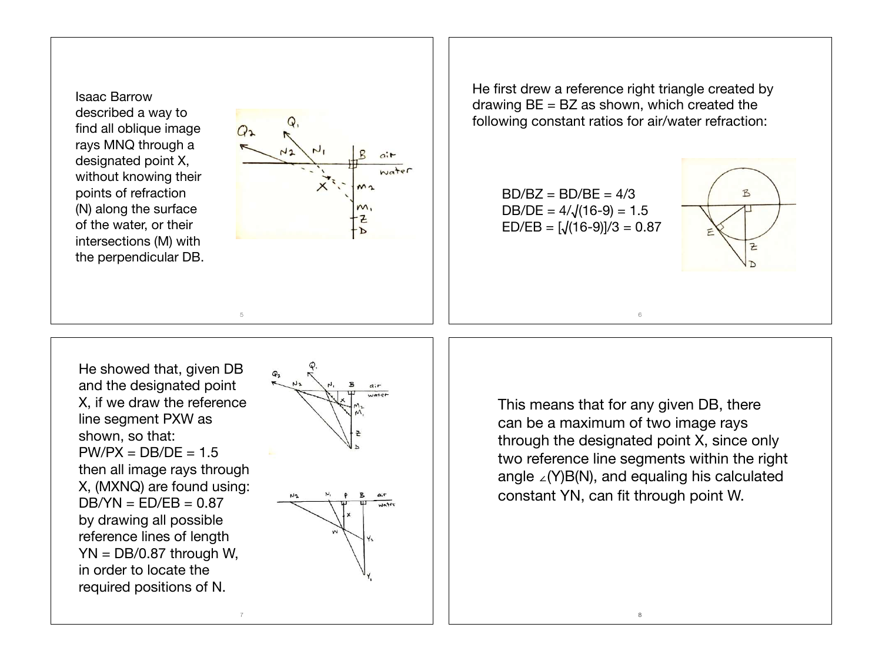Isaac Barrow described a way to find all oblique image rays MNQ through a designated point X, without knowing their points of refraction (N) along the surface of the water, or their intersections (M) with the perpendicular DB.

He first drew a reference right triangle created by drawing BE = BZ as shown, which created the following constant ratios for air/water refraction:

BD/BZ = BD/BE = 4/3

DB/DE = $4/\sqrt{(16-9)}$ = 1.5

ED/EB = $[\sqrt{(16-9)}]/3$ = 0.87

He showed that, given DB and the designated point X, if we draw the reference line segment PXW as shown, so that:

PW/PX = DB/DE = 1.5

then all image rays through X, (MXNQ) are found using:

DB/YN = ED/EB = 0.87

by drawing all possible reference lines of length YN = DB/0.87 through W, in order to locate the required positions of N.

This means that for any given DB, there can be a maximum of two image rays through the designated point X, since only two reference line segments within the right angle ∠(Y)B(N), and equaling his calculated constant YN, can fit through point W.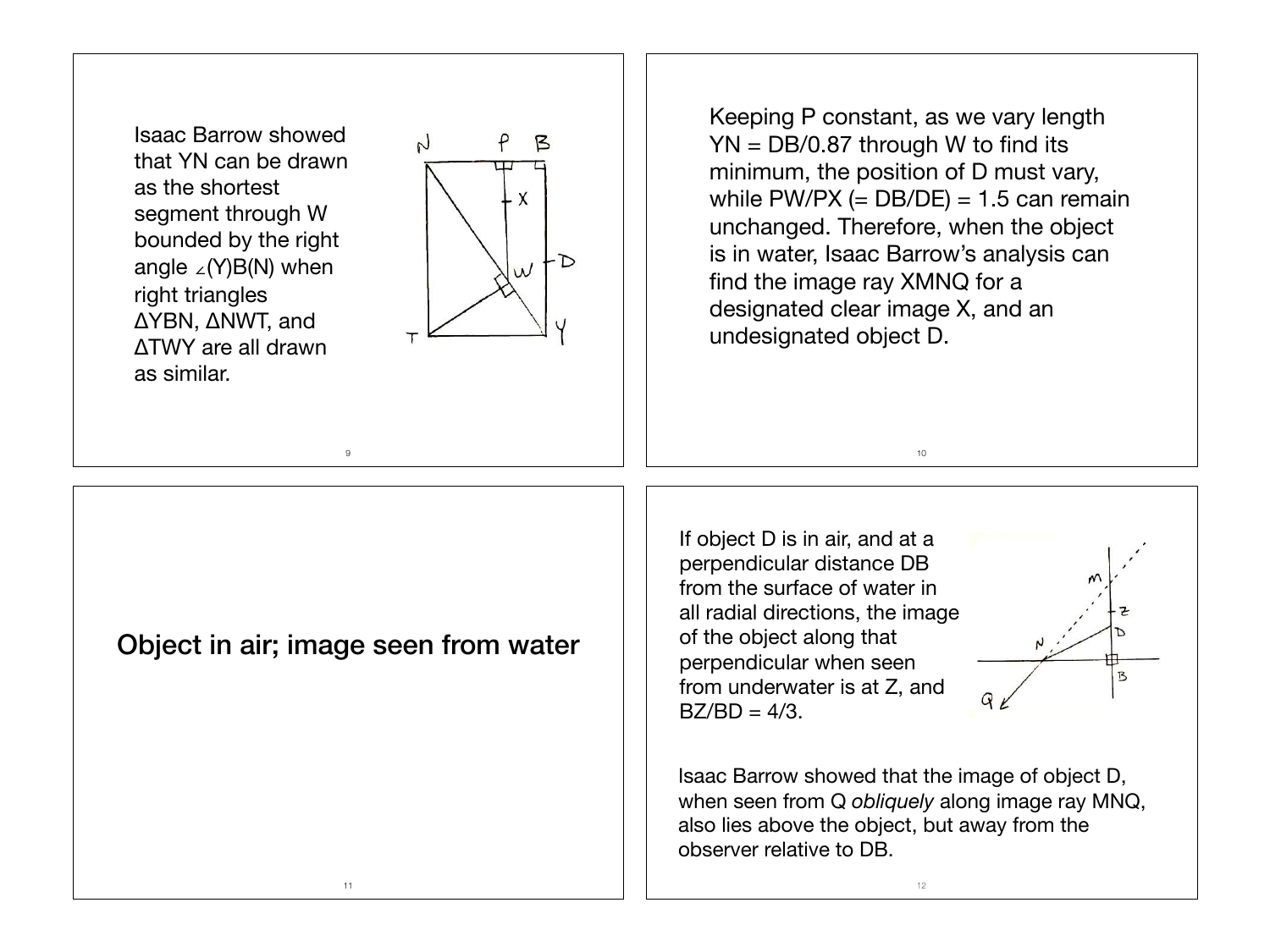Isaac Barrow showed that YN can be drawn as the shortest segment through W bounded by the right angle ∠(Y)B(N) when right triangles ΔYBN, ΔNWT, and ΔTWY are all drawn as similar.

Keeping P constant, as we vary length YN = DB/0.87 through W to find its minimum, the position of D must vary, while PW/PX (= DB/DE) = 1.5 can remain unchanged. Therefore, when the object is in water, Isaac Barrow's analysis can find the image ray XMNQ for a designated clear image X, and an undesignated object D.

## Object in air; image seen from water

If object D is in air, and at a perpendicular distance DB from the surface of water in all radial directions, the image of the object along that perpendicular when seen from underwater is at Z, and BZ/BD = 4/3.

Isaac Barrow showed that the image of object D, when seen from Q *obliquely* along image ray MNQ, also lies above the object, but away from the observer relative to DB.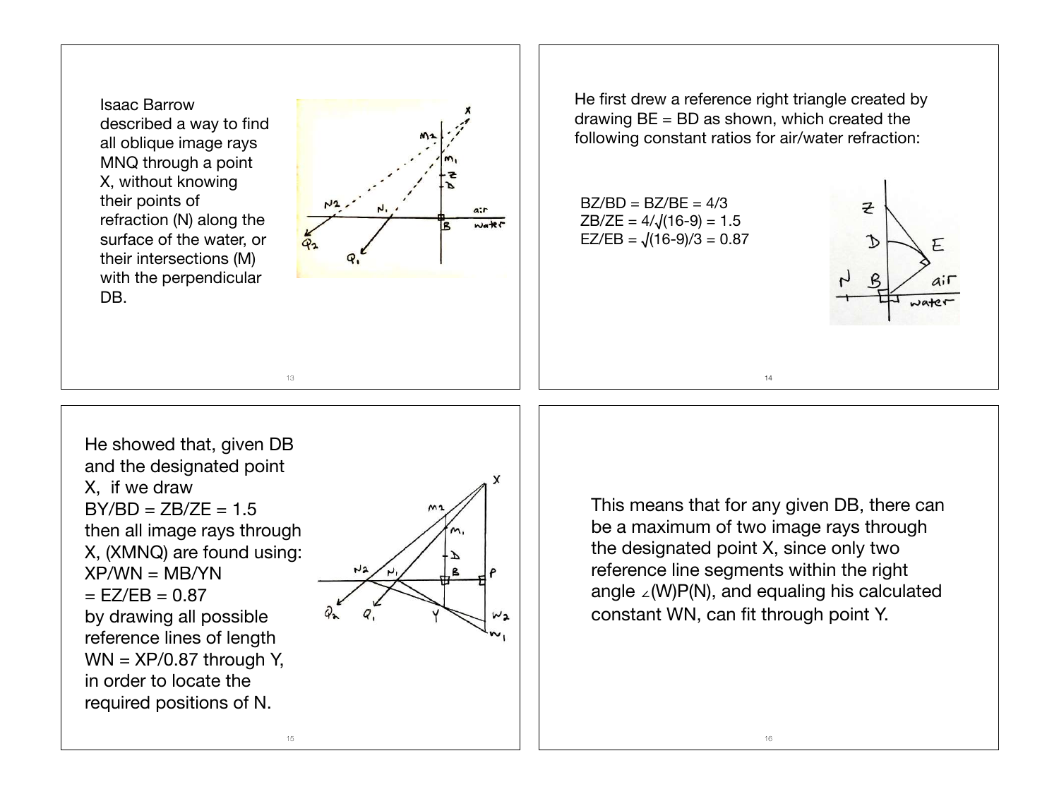Isaac Barrow described a way to find all oblique image rays MNQ through a point X, without knowing their points of refraction (N) along the surface of the water, or their intersections (M) with the perpendicular DB.

He first drew a reference right triangle created by drawing BE = BD as shown, which created the following constant ratios for air/water refraction:

$BZ/BD = BZ/BE = 4/3$
$ZB/ZE = 4/\sqrt{(16-9)} = 1.5$
$EZ/EB = \sqrt{(16-9)}/3 = 0.87$

He showed that, given DB and the designated point X, if we draw
$BY/BD = ZB/ZE = 1.5$
then all image rays through X, (XMNQ) are found using:
$XP/WN = MB/YN$
$= EZ/EB = 0.87$
by drawing all possible reference lines of length $WN = XP/0.87$ through Y, in order to locate the required positions of N.

This means that for any given DB, there can be a maximum of two image rays through the designated point X, since only two reference line segments within the right angle ∠(W)P(N), and equaling his calculated constant WN, can fit through point Y.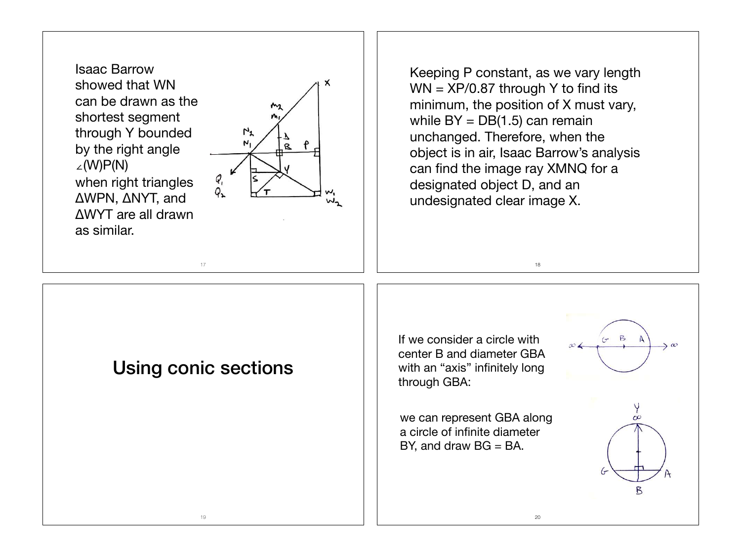Isaac Barrow showed that WN can be drawn as the shortest segment through Y bounded by the right angle ∠(W)P(N) when right triangles ΔWPN, ΔNYT, and ΔWYT are all drawn as similar.

Keeping P constant, as we vary length WN = XP/0.87 through Y to find its minimum, the position of X must vary, while BY = DB(1.5) can remain unchanged. Therefore, when the object is in air, Isaac Barrow's analysis can find the image ray XMNQ for a designated object D, and an undesignated clear image X.

# Using conic sections

If we consider a circle with center B and diameter GBA with an "axis" infinitely long through GBA:

we can represent GBA along a circle of infinite diameter BY, and draw BG = BA.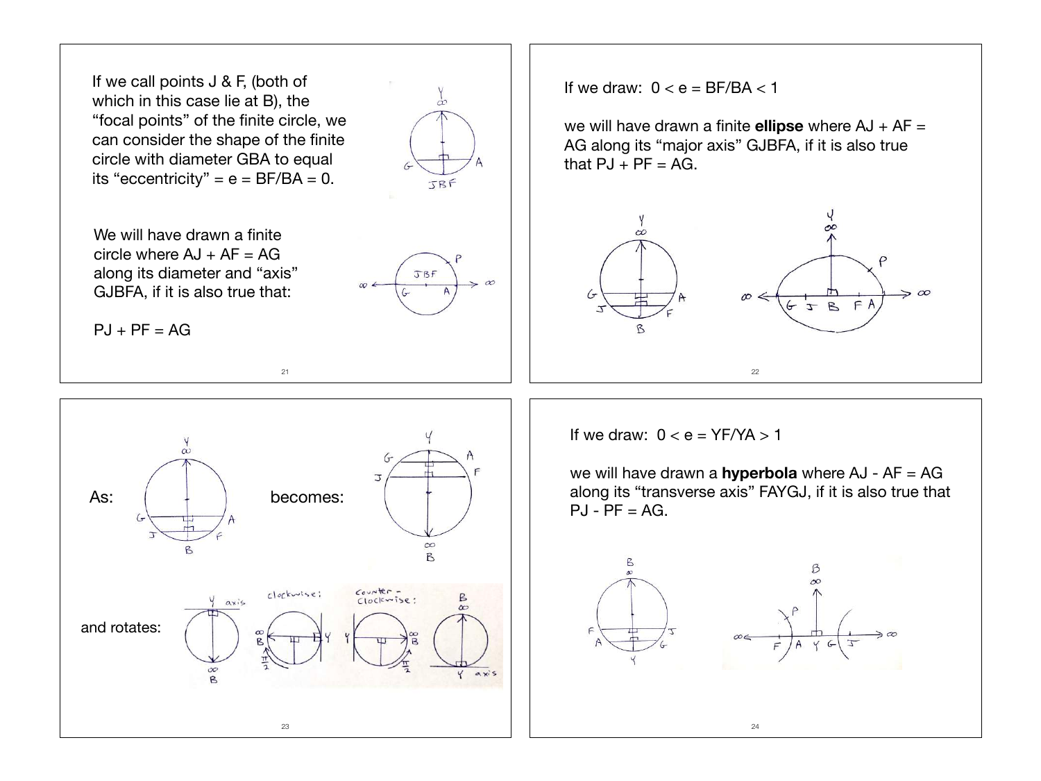If we call points J & F, (both of which in this case lie at B), the "focal points" of the finite circle, we can consider the shape of the finite circle with diameter GBA to equal its "eccentricity" = e = BF/BA = 0.

We will have drawn a finite circle where AJ + AF = AG along its diameter and "axis" GJBFA, if it is also true that:

PJ + PF = AG

If we draw: 0 < e = BF/BA < 1

we will have drawn a finite **ellipse** where AJ + AF = AG along its "major axis" GJBFA, if it is also true that PJ + PF = AG.

As: becomes:

and rotates:

If we draw: 0 < e = YF/YA > 1

we will have drawn a **hyperbola** where AJ - AF = AG along its "transverse axis" FAYGJ, if it is also true that PJ - PF = AG.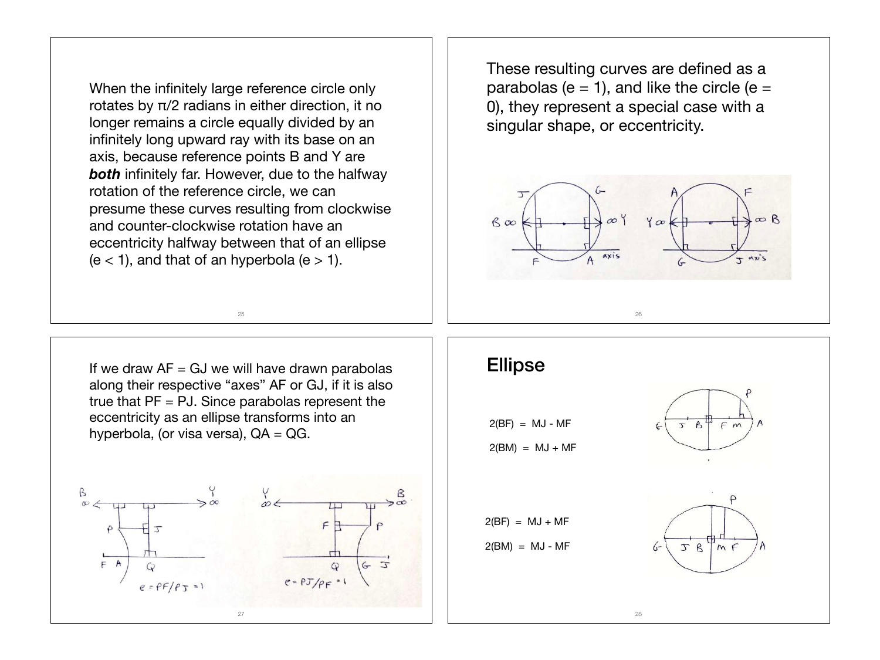When the infinitely large reference circle only rotates by π/2 radians in either direction, it no longer remains a circle equally divided by an infinitely long upward ray with its base on an axis, because reference points B and Y are ***both*** infinitely far. However, due to the halfway rotation of the reference circle, we can presume these curves resulting from clockwise and counter-clockwise rotation have an eccentricity halfway between that of an ellipse ($e < 1$), and that of an hyperbola ($e > 1$).

These resulting curves are defined as a parabolas ($e = 1$), and like the circle ($e = 0$), they represent a special case with a singular shape, or eccentricity.

If we draw AF = GJ we will have drawn parabolas along their respective "axes" AF or GJ, if it is also true that PF = PJ. Since parabolas represent the eccentricity as an ellipse transforms into an hyperbola, (or visa versa), QA = QG.

$e = PF/PJ = 1$

$e = PJ/PF = 1$

## Ellipse

$2(BF) = MJ - MF$

$2(BM) = MJ + MF$

$2(BF) = MJ + MF$

$2(BM) = MJ - MF$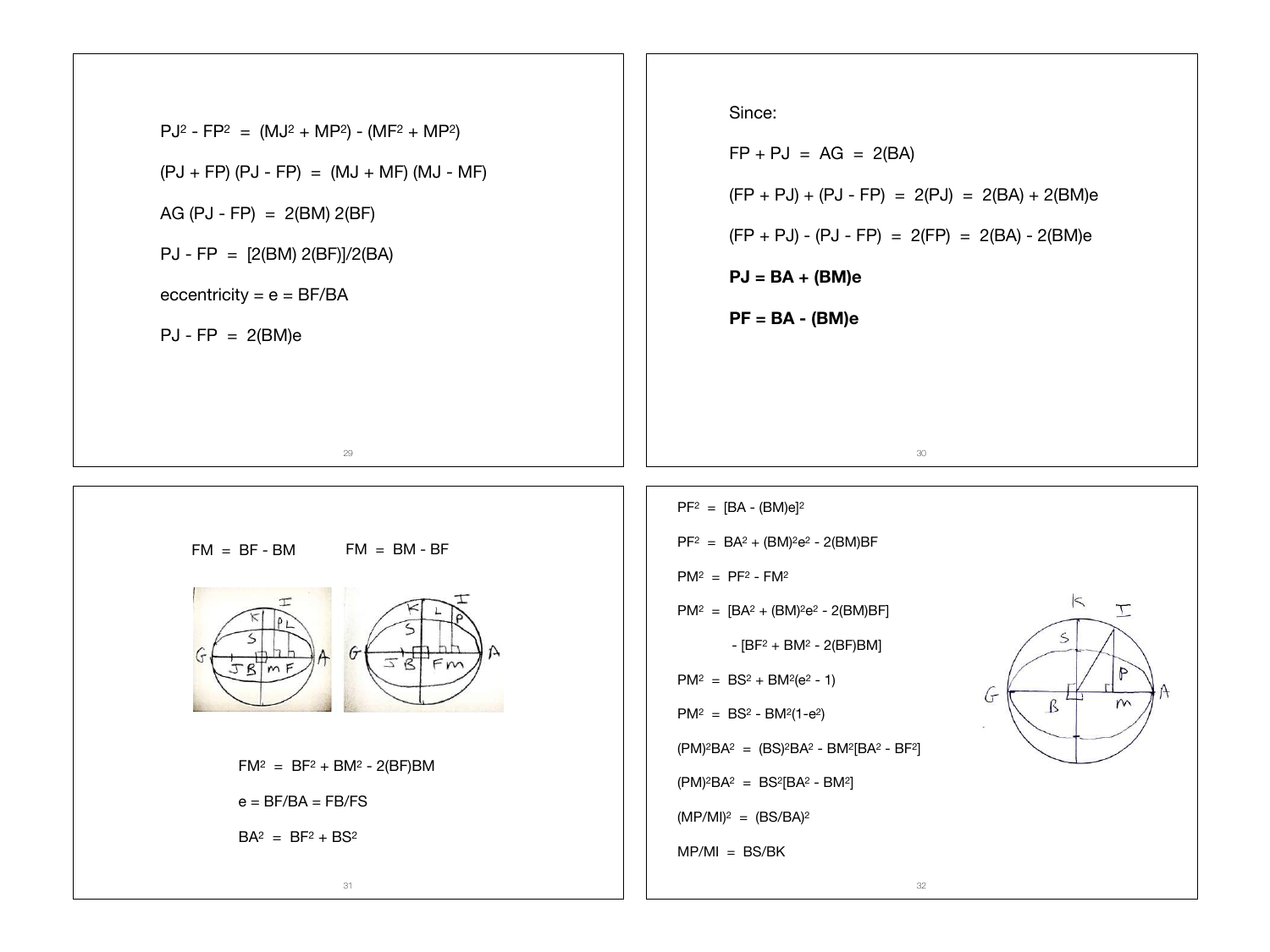$PJ^2 - FP^2 = (MJ^2 + MP^2) - (MF^2 + MP^2)$

$(PJ + FP)(PJ - FP) = (MJ + MF)(MJ - MF)$

$AG(PJ - FP) = 2(BM)2(BF)$

$PJ - FP = [2(BM)2(BF)]/2(BA)$

eccentricity $= e = BF/BA$

$PJ - FP = 2(BM)e$

Since:

$FP + PJ = AG = 2(BA)$

$(FP + PJ) + (PJ - FP) = 2(PJ) = 2(BA) + 2(BM)e$

$(FP + PJ) - (PJ - FP) = 2(FP) = 2(BA) - 2(BM)e$

$\mathbf{PJ = BA + (BM)e}$

$\mathbf{PF = BA - (BM)e}$

$FM = BF - BM$ $\quad\quad$ $FM = BM - BF$

$FM^2 = BF^2 + BM^2 - 2(BF)BM$

$e = BF/BA = FB/FS$

$BA^2 = BF^2 + BS^2$

$PF^2 = [BA - (BM)e]^2$

$PF^2 = BA^2 + (BM)^2e^2 - 2(BM)BF$

$PM^2 = PF^2 - FM^2$

$PM^2 = [BA^2 + (BM)^2e^2 - 2(BM)BF]$

$\quad\quad - [BF^2 + BM^2 - 2(BF)BM]$

$PM^2 = BS^2 + BM^2(e^2 - 1)$

$PM^2 = BS^2 - BM^2(1-e^2)$

$(PM)^2BA^2 = (BS)^2BA^2 - BM^2[BA^2 - BF^2]$

$(PM)^2BA^2 = BS^2[BA^2 - BM^2]$

$(MP/MI)^2 = (BS/BA)^2$

$MP/MI = BS/BK$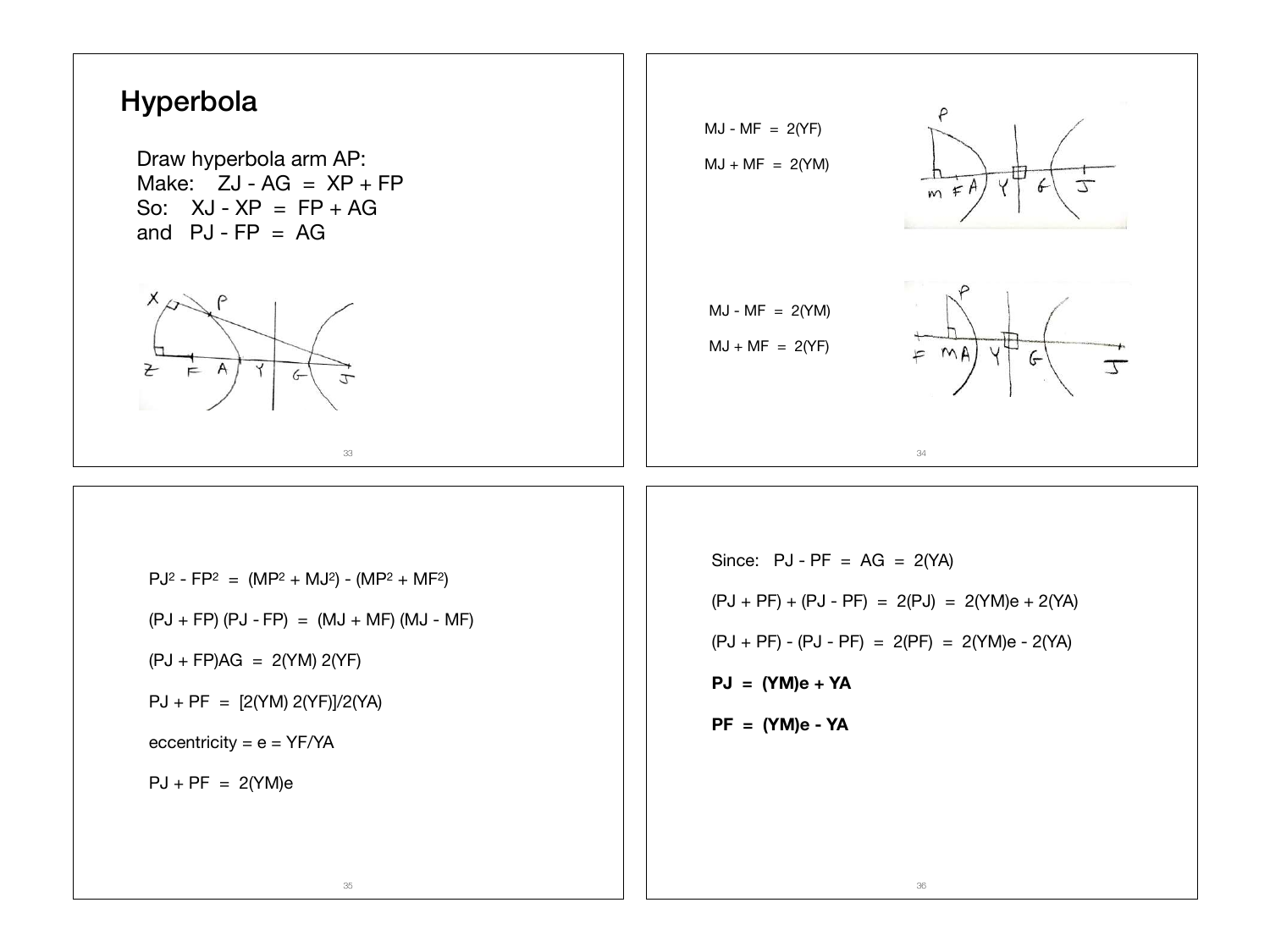# Hyperbola

Draw hyperbola arm AP:

Make: $ZJ - AG = XP + FP$

So: $XJ - XP = FP + AG$

and $PJ - FP = AG$

$MJ - MF = 2(YF)$

$MJ + MF = 2(YM)$

$MJ - MF = 2(YM)$

$MJ + MF = 2(YF)$

$PJ^2 - FP^2 = (MP^2 + MJ^2) - (MP^2 + MF^2)$

$(PJ + FP)(PJ - FP) = (MJ + MF)(MJ - MF)$

$(PJ + FP)AG = 2(YM)\,2(YF)$

$PJ + PF = [2(YM)\,2(YF)]/2(YA)$

eccentricity = $e = YF/YA$

$PJ + PF = 2(YM)e$

Since: $PJ - PF = AG = 2(YA)$

$(PJ + PF) + (PJ - PF) = 2(PJ) = 2(YM)e + 2(YA)$

$(PJ + PF) - (PJ - PF) = 2(PF) = 2(YM)e - 2(YA)$

**$PJ = (YM)e + YA$**

**$PF = (YM)e - YA$**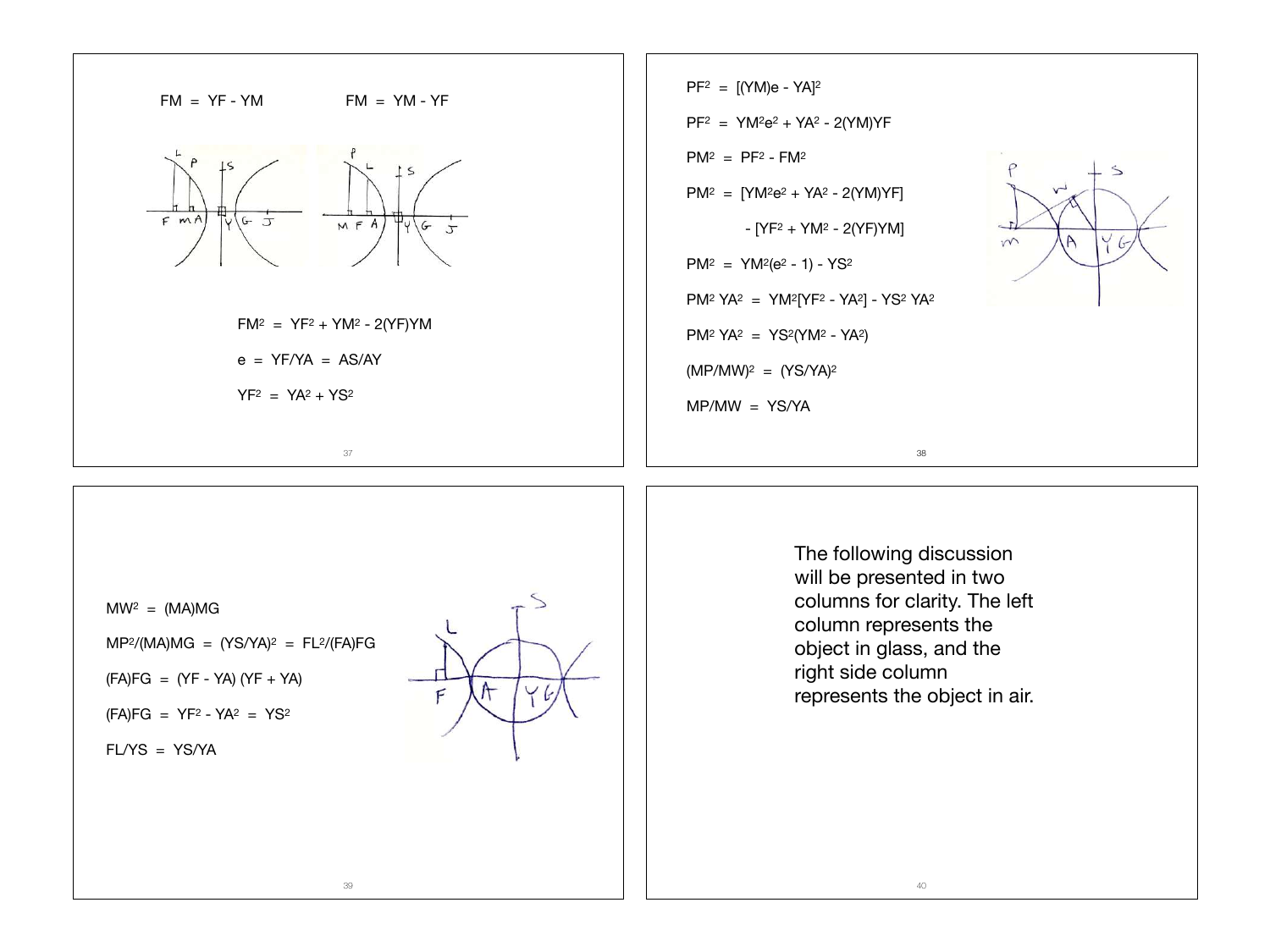$$FM = YF - YM \qquad FM = YM - YF$$

$$FM^2 = YF^2 + YM^2 - 2(YF)YM$$

$$e = YF/YA = AS/AY$$

$$YF^2 = YA^2 + YS^2$$

$$PF^2 = [(YM)e - YA]^2$$

$$PF^2 = YM^2e^2 + YA^2 - 2(YM)YF$$

$$PM^2 = PF^2 - FM^2$$

$$PM^2 = [YM^2e^2 + YA^2 - 2(YM)YF] - [YF^2 + YM^2 - 2(YF)YM]$$

$$PM^2 = YM^2(e^2 - 1) - YS^2$$

$$PM^2\ YA^2 = YM^2[YF^2 - YA^2] - YS^2\ YA^2$$

$$PM^2\ YA^2 = YS^2(YM^2 - YA^2)$$

$$(MP/MW)^2 = (YS/YA)^2$$

$$MP/MW = YS/YA$$

$$MW^2 = (MA)MG$$

$$MP^2/(MA)MG = (YS/YA)^2 = FL^2/(FA)FG$$

$$(FA)FG = (YF - YA)(YF + YA)$$

$$(FA)FG = YF^2 - YA^2 = YS^2$$

$$FL/YS = YS/YA$$

The following discussion will be presented in two columns for clarity. The left column represents the object in glass, and the right side column represents the object in air.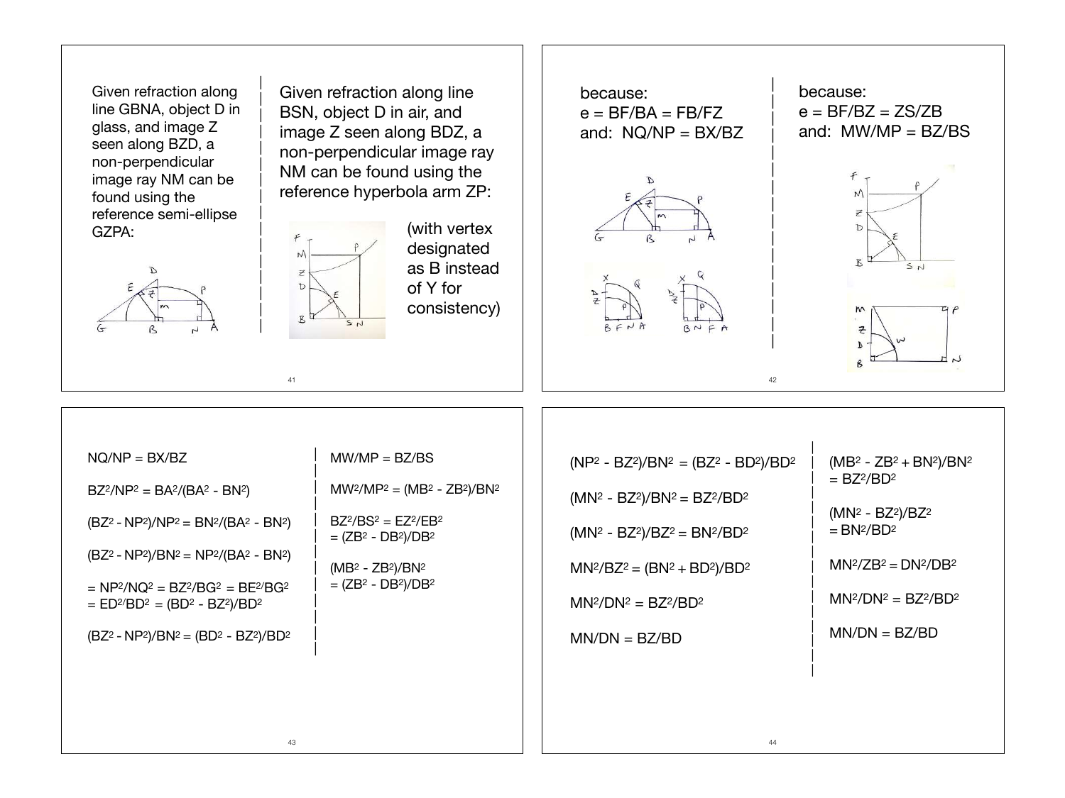Given refraction along line GBNA, object D in glass, and image Z seen along BZD, a non-perpendicular image ray NM can be found using the reference semi-ellipse GZPA:

Given refraction along line BSN, object D in air, and image Z seen along BDZ, a non-perpendicular image ray NM can be found using the reference hyperbola arm ZP:

(with vertex designated as B instead of Y for consistency)

because:
$e = BF/BA = FB/FZ$
and: $NQ/NP = BX/BZ$

because:
$e = BF/BZ = ZS/ZB$
and: $MW/MP = BZ/BS$

$NQ/NP = BX/BZ$

$BZ^2/NP^2 = BA^2/(BA^2 - BN^2)$

$(BZ^2 - NP^2)/NP^2 = BN^2/(BA^2 - BN^2)$

$(BZ^2 - NP^2)/BN^2 = NP^2/(BA^2 - BN^2)$

$= NP^2/NQ^2 = BZ^2/BG^2 = BE^2/BG^2$
$= ED^2/BD^2 = (BD^2 - BZ^2)/BD^2$

$(BZ^2 - NP^2)/BN^2 = (BD^2 - BZ^2)/BD^2$

$MW/MP = BZ/BS$

$MW^2/MP^2 = (MB^2 - ZB^2)/BN^2$

$BZ^2/BS^2 = EZ^2/EB^2$
$= (ZB^2 - DB^2)/DB^2$

$(MB^2 - ZB^2)/BN^2$
$= (ZB^2 - DB^2)/DB^2$

$(NP^2 - BZ^2)/BN^2 = (BZ^2 - BD^2)/BD^2$

$(MN^2 - BZ^2)/BN^2 = BZ^2/BD^2$

$(MN^2 - BZ^2)/BZ^2 = BN^2/BD^2$

$MN^2/BZ^2 = (BN^2 + BD^2)/BD^2$

$MN^2/DN^2 = BZ^2/BD^2$

$MN/DN = BZ/BD$

$(MB^2 - ZB^2 + BN^2)/BN^2$
$= BZ^2/BD^2$

$(MN^2 - BZ^2)/BZ^2$
$= BN^2/BD^2$

$MN^2/ZB^2 = DN^2/DB^2$

$MN^2/DN^2 = BZ^2/BD^2$

$MN/DN = BZ/BD$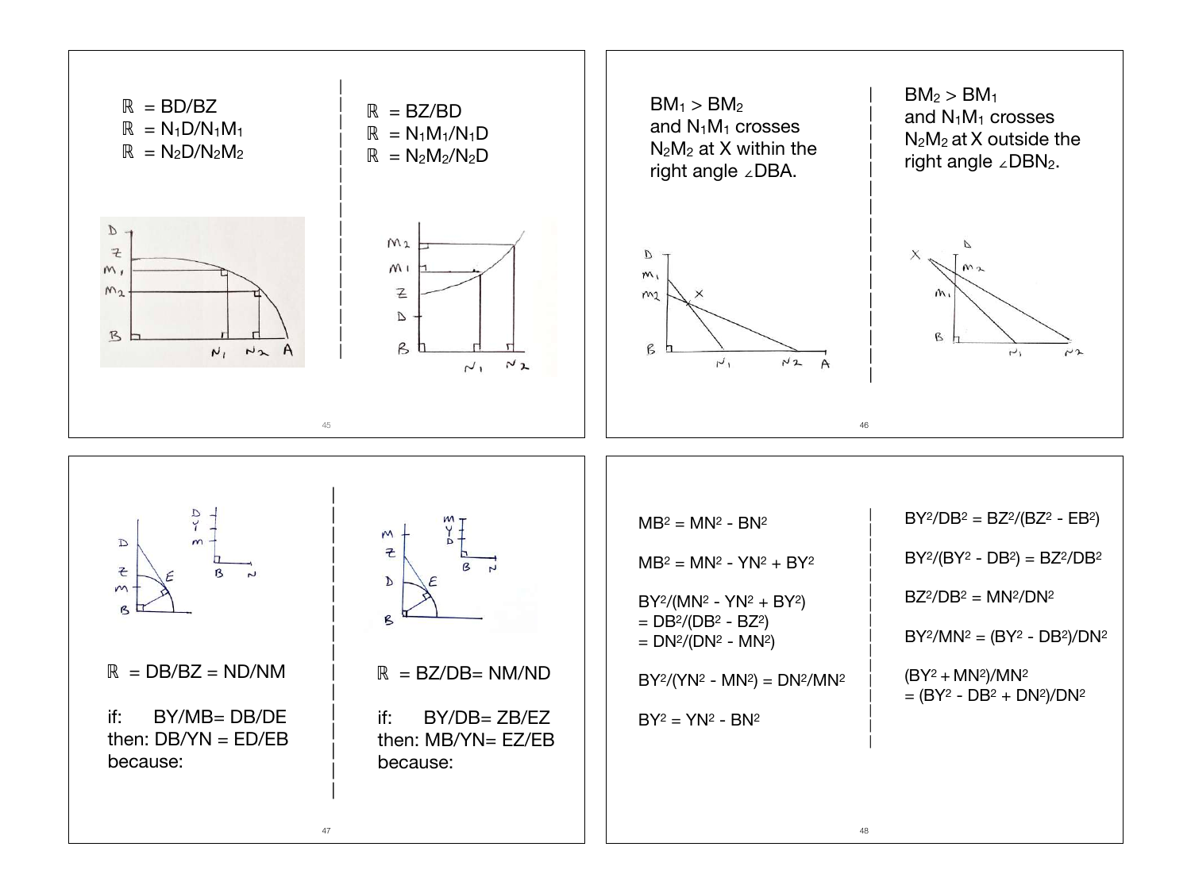$\mathbb{R} = BD/BZ$
$\mathbb{R} = N_1D/N_1M_1$
$\mathbb{R} = N_2D/N_2M_2$

$\mathbb{R} = BZ/BD$
$\mathbb{R} = N_1M_1/N_1D$
$\mathbb{R} = N_2M_2/N_2D$

$BM_1 > BM_2$
and $N_1M_1$ crosses $N_2M_2$ at X within the right angle $\angle DBA$.

$BM_2 > BM_1$
and $N_1M_1$ crosses $N_2M_2$ at X outside the right angle $\angle DBN_2$.

$\mathbb{R} = DB/BZ = ND/NM$

if: $BY/MB = DB/DE$
then: $DB/YN = ED/EB$
because:

$\mathbb{R} = BZ/DB = NM/ND$

if: $BY/DB = ZB/EZ$
then: $MB/YN = EZ/EB$
because:

$MB^2 = MN^2 - BN^2$

$MB^2 = MN^2 - YN^2 + BY^2$

$BY^2/(MN^2 - YN^2 + BY^2)$
$= DB^2/(DB^2 - BZ^2)$
$= DN^2/(DN^2 - MN^2)$

$BY^2/(YN^2 - MN^2) = DN^2/MN^2$

$BY^2 = YN^2 - BN^2$

$BY^2/DB^2 = BZ^2/(BZ^2 - EB^2)$

$BY^2/(BY^2 - DB^2) = BZ^2/DB^2$

$BZ^2/DB^2 = MN^2/DN^2$

$BY^2/MN^2 = (BY^2 - DB^2)/DN^2$

$(BY^2 + MN^2)/MN^2$
$= (BY^2 - DB^2 + DN^2)/DN^2$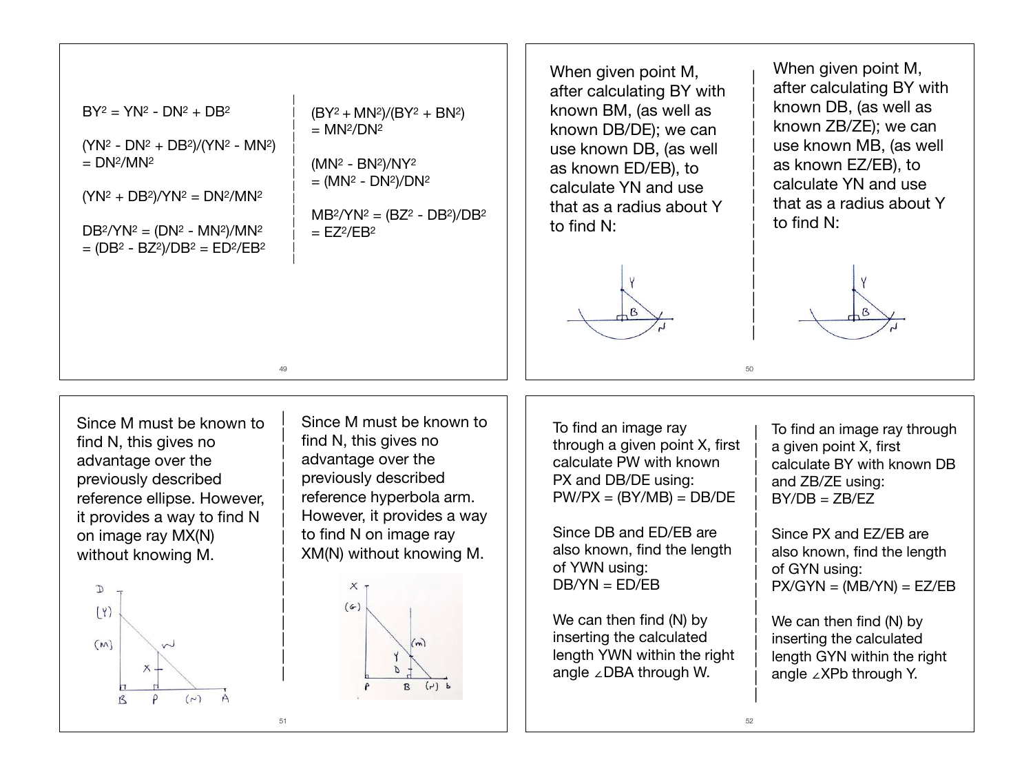$BY^2 = YN^2 - DN^2 + DB^2$

$(YN^2 - DN^2 + DB^2)/(YN^2 - MN^2) = DN^2/MN^2$

$(YN^2 + DB^2)/YN^2 = DN^2/MN^2$

$DB^2/YN^2 = (DN^2 - MN^2)/MN^2 = (DB^2 - BZ^2)/DB^2 = ED^2/EB^2$

$(BY^2 + MN^2)/(BY^2 + BN^2) = MN^2/DN^2$

$(MN^2 - BN^2)/NY^2 = (MN^2 - DN^2)/DN^2$

$MB^2/YN^2 = (BZ^2 - DB^2)/DB^2 = EZ^2/EB^2$

When given point M, after calculating BY with known BM, (as well as known DB/DE); we can use known DB, (as well as known ED/EB), to calculate YN and use that as a radius about Y to find N:

When given point M, after calculating BY with known DB, (as well as known ZB/ZE); we can use known MB, (as well as known EZ/EB), to calculate YN and use that as a radius about Y to find N:

Since M must be known to find N, this gives no advantage over the previously described reference ellipse. However, it provides a way to find N on image ray MX(N) without knowing M.

Since M must be known to find N, this gives no advantage over the previously described reference hyperbola arm. However, it provides a way to find N on image ray XM(N) without knowing M.

To find an image ray through a given point X, first calculate PW with known PX and DB/DE using:
$PW/PX = (BY/MB) = DB/DE$

Since DB and ED/EB are also known, find the length of YWN using:
$DB/YN = ED/EB$

We can then find (N) by inserting the calculated length YWN within the right angle ∠DBA through W.

To find an image ray through a given point X, first calculate BY with known DB and ZB/ZE using:
$BY/DB = ZB/EZ$

Since PX and EZ/EB are also known, find the length of GYN using:
$PX/GYN = (MB/YN) = EZ/EB$

We can then find (N) by inserting the calculated length GYN within the right angle ∠XPb through Y.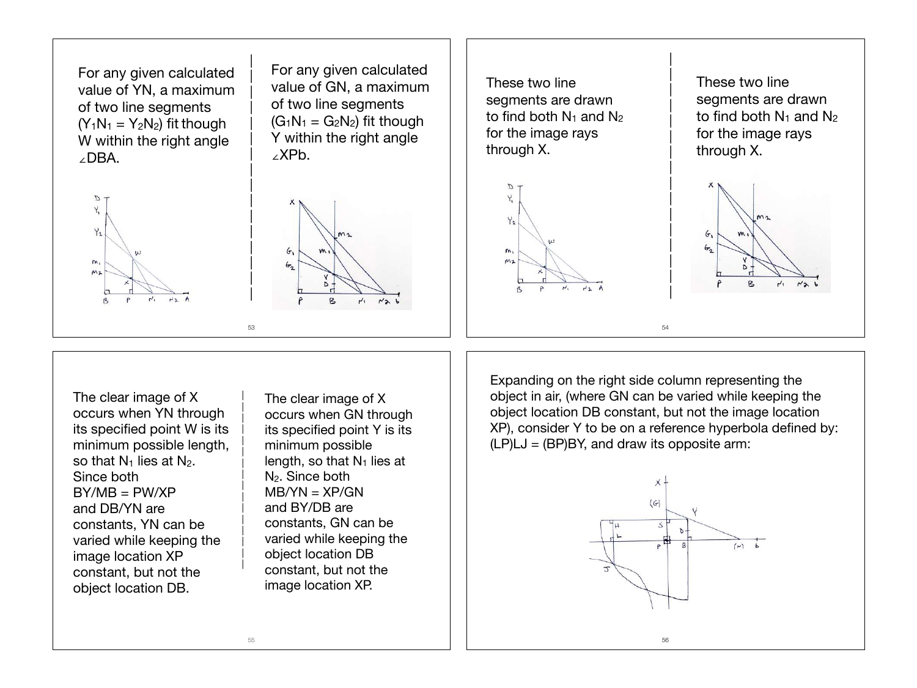For any given calculated value of YN, a maximum of two line segments ($Y_1N_1 = Y_2N_2$) fit though W within the right angle ∠DBA.

For any given calculated value of GN, a maximum of two line segments ($G_1N_1 = G_2N_2$) fit though Y within the right angle ∠XPb.

These two line segments are drawn to find both $N_1$ and $N_2$ for the image rays through X.

These two line segments are drawn to find both $N_1$ and $N_2$ for the image rays through X.

The clear image of X occurs when YN through its specified point W is its minimum possible length, so that $N_1$ lies at $N_2$. Since both BY/MB = PW/XP and DB/YN are constants, YN can be varied while keeping the image location XP constant, but not the object location DB.

The clear image of X occurs when GN through its specified point Y is its minimum possible length, so that $N_1$ lies at $N_2$. Since both MB/YN = XP/GN and BY/DB are constants, GN can be varied while keeping the object location DB constant, but not the image location XP.

Expanding on the right side column representing the object in air, (where GN can be varied while keeping the object location DB constant, but not the image location XP), consider Y to be on a reference hyperbola defined by: (LP)LJ = (BP)BY, and draw its opposite arm: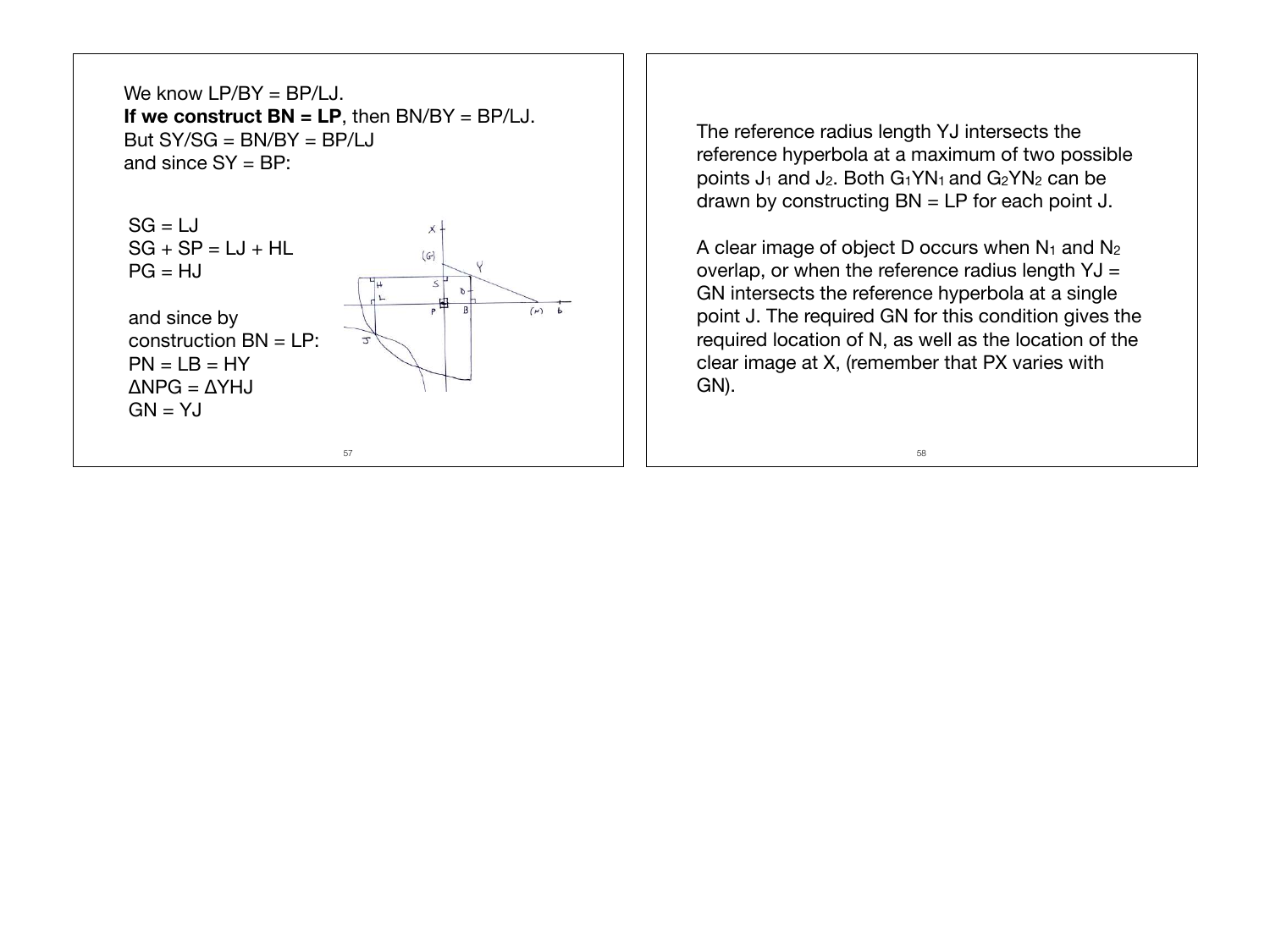We know LP/BY = BP/LJ.
**If we construct BN = LP**, then BN/BY = BP/LJ.
But SY/SG = BN/BY = BP/LJ
and since SY = BP:

SG = LJ
SG + SP = LJ + HL
PG = HJ

and since by construction BN = LP:
PN = LB = HY
ΔNPG = ΔYHJ
GN = YJ

X
(G)
Y
H
S
L
D
P
B
(N)
b
J

The reference radius length YJ intersects the reference hyperbola at a maximum of two possible points $J_1$ and $J_2$. Both $G_1YN_1$ and $G_2YN_2$ can be drawn by constructing BN = LP for each point J.

A clear image of object D occurs when $N_1$ and $N_2$ overlap, or when the reference radius length YJ = GN intersects the reference hyperbola at a single point J. The required GN for this condition gives the required location of N, as well as the location of the clear image at X, (remember that PX varies with GN).